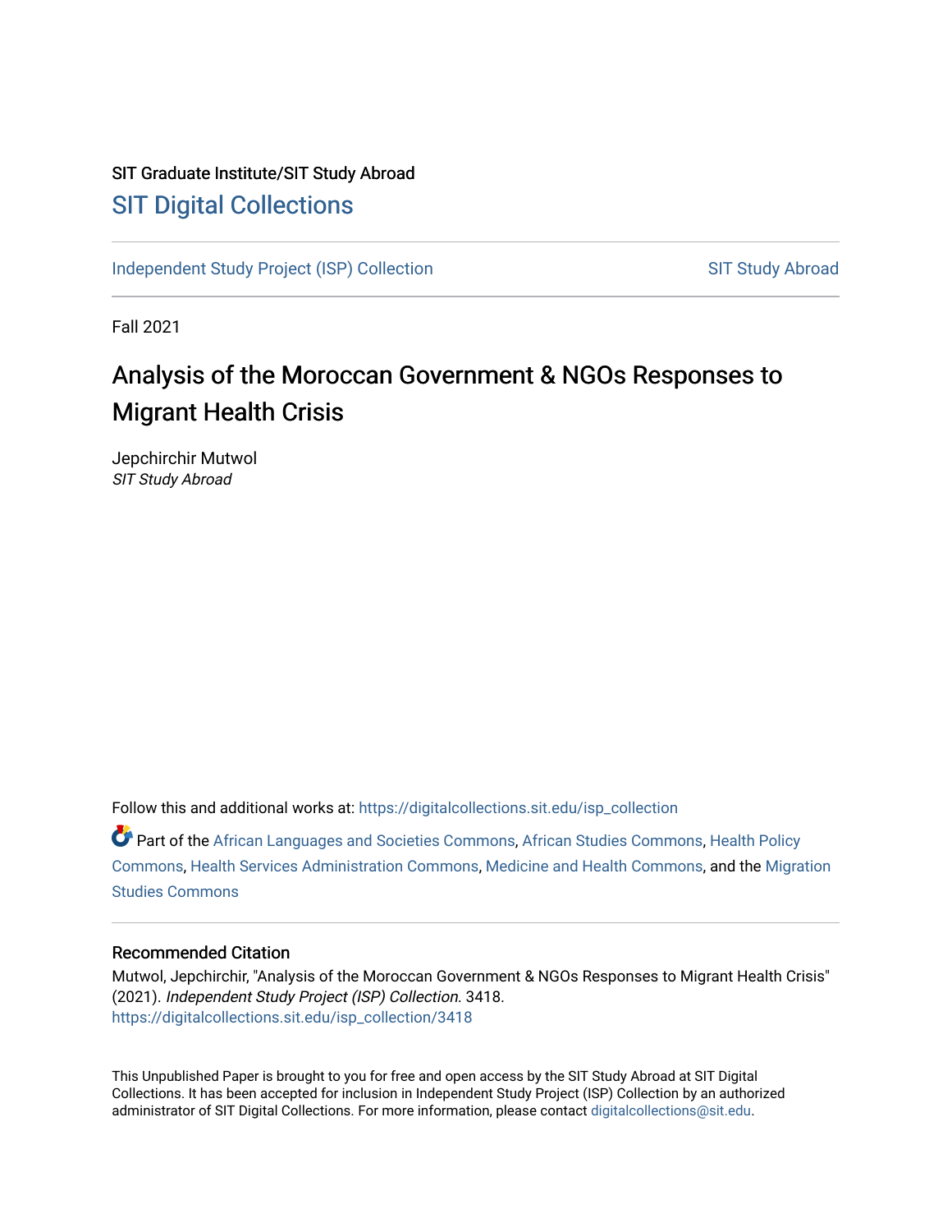SIT Graduate Institute/SIT Study Abroad

# SIT Digital Collections

Independent Study Project (ISP) Collection

SIT Study Abroad

Fall 2021

## Analysis of the Moroccan Government & NGOs Responses to Migrant Health Crisis

Jepchirchir Mutwol
*SIT Study Abroad*

Follow this and additional works at: https://digitalcollections.sit.edu/isp_collection

Part of the African Languages and Societies Commons, African Studies Commons, Health Policy Commons, Health Services Administration Commons, Medicine and Health Commons, and the Migration Studies Commons

### Recommended Citation

Mutwol, Jepchirchir, "Analysis of the Moroccan Government & NGOs Responses to Migrant Health Crisis" (2021). *Independent Study Project (ISP) Collection*. 3418.
https://digitalcollections.sit.edu/isp_collection/3418

This Unpublished Paper is brought to you for free and open access by the SIT Study Abroad at SIT Digital Collections. It has been accepted for inclusion in Independent Study Project (ISP) Collection by an authorized administrator of SIT Digital Collections. For more information, please contact digitalcollections@sit.edu.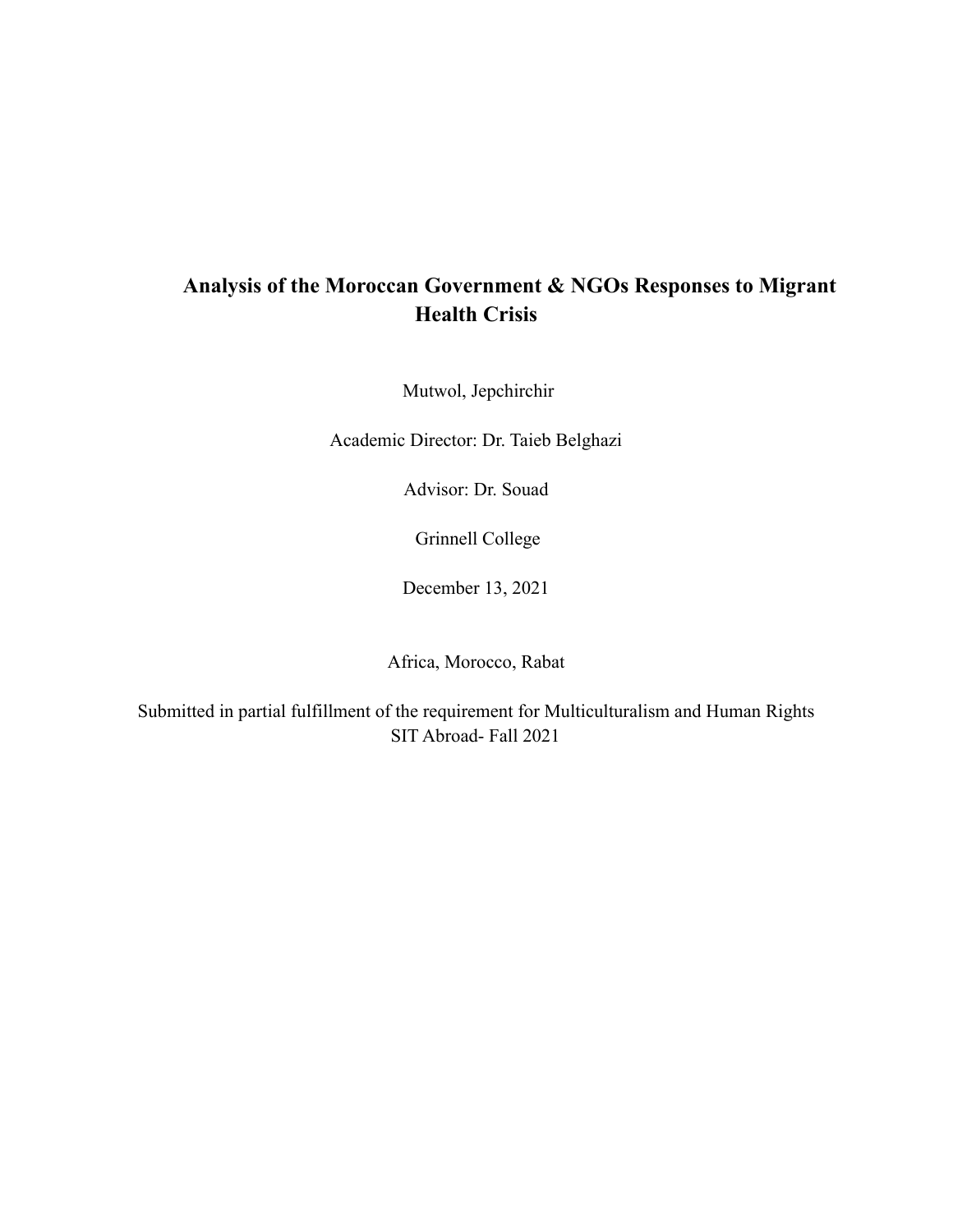# Analysis of the Moroccan Government & NGOs Responses to Migrant Health Crisis

Mutwol, Jepchirchir

Academic Director: Dr. Taieb Belghazi

Advisor: Dr. Souad

Grinnell College

December 13, 2021

Africa, Morocco, Rabat

Submitted in partial fulfillment of the requirement for Multiculturalism and Human Rights
SIT Abroad- Fall 2021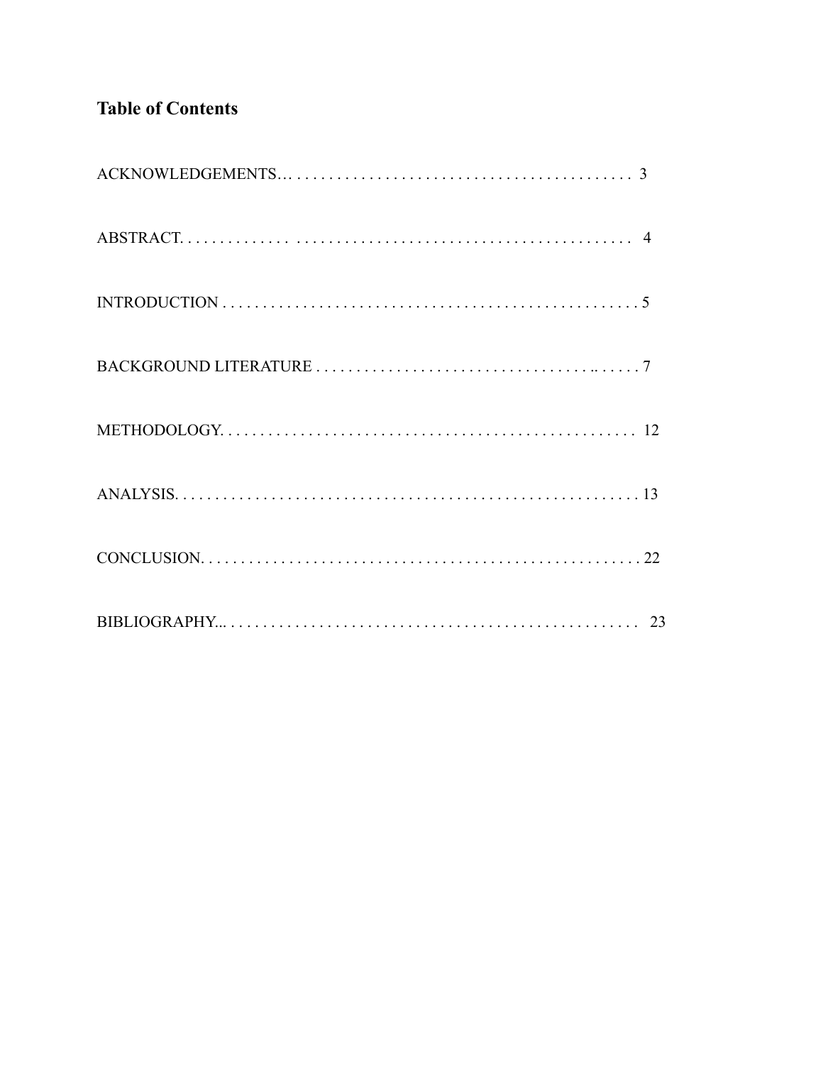## Table of Contents

ACKNOWLEDGEMENTS… . . . . . . . . . . . . . . . . . . . . . . . . . . . . . . . . . . . . . . . . . 3

ABSTRACT. . . . . . . . . . . . . . . . . . . . . . . . . . . . . . . . . . . . . . . . . . . . . . . . . . . . . 4

INTRODUCTION . . . . . . . . . . . . . . . . . . . . . . . . . . . . . . . . . . . . . . . . . . . . . . . . . 5

BACKGROUND LITERATURE . . . . . . . . . . . . . . . . . . . . . . . . . . . . . . . . .. . . . . . 7

METHODOLOGY. . . . . . . . . . . . . . . . . . . . . . . . . . . . . . . . . . . . . . . . . . . . . . . . 12

ANALYSIS. . . . . . . . . . . . . . . . . . . . . . . . . . . . . . . . . . . . . . . . . . . . . . . . . . . . . 13

CONCLUSION. . . . . . . . . . . . . . . . . . . . . . . . . . . . . . . . . . . . . . . . . . . . . . . . . . . 22

BIBLIOGRAPHY... . . . . . . . . . . . . . . . . . . . . . . . . . . . . . . . . . . . . . . . . . . . . . . . 23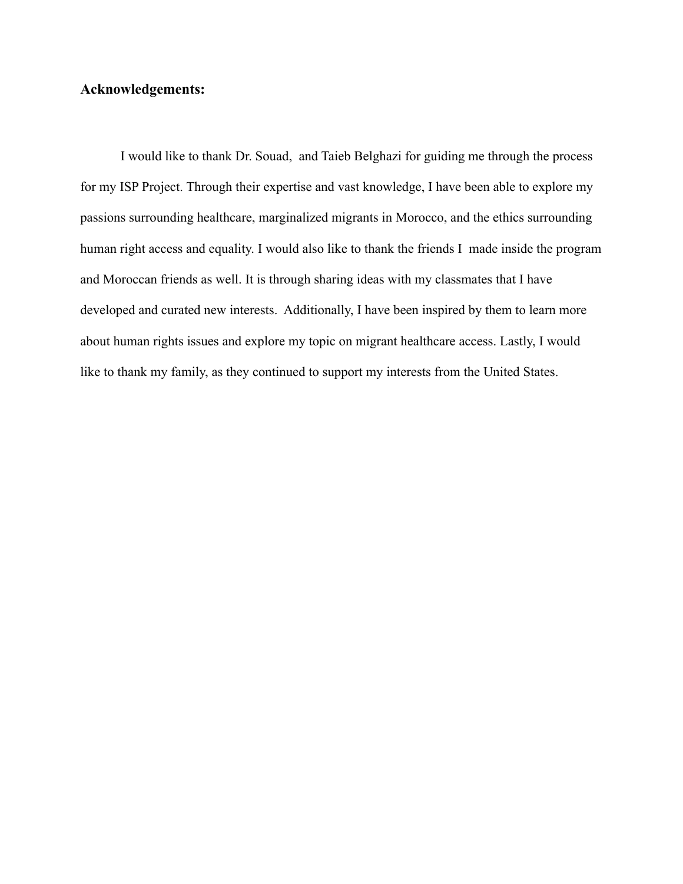**Acknowledgements:**

I would like to thank Dr. Souad,  and Taieb Belghazi for guiding me through the process for my ISP Project. Through their expertise and vast knowledge, I have been able to explore my passions surrounding healthcare, marginalized migrants in Morocco, and the ethics surrounding human right access and equality. I would also like to thank the friends I  made inside the program and Moroccan friends as well. It is through sharing ideas with my classmates that I have developed and curated new interests.  Additionally, I have been inspired by them to learn more about human rights issues and explore my topic on migrant healthcare access. Lastly, I would like to thank my family, as they continued to support my interests from the United States.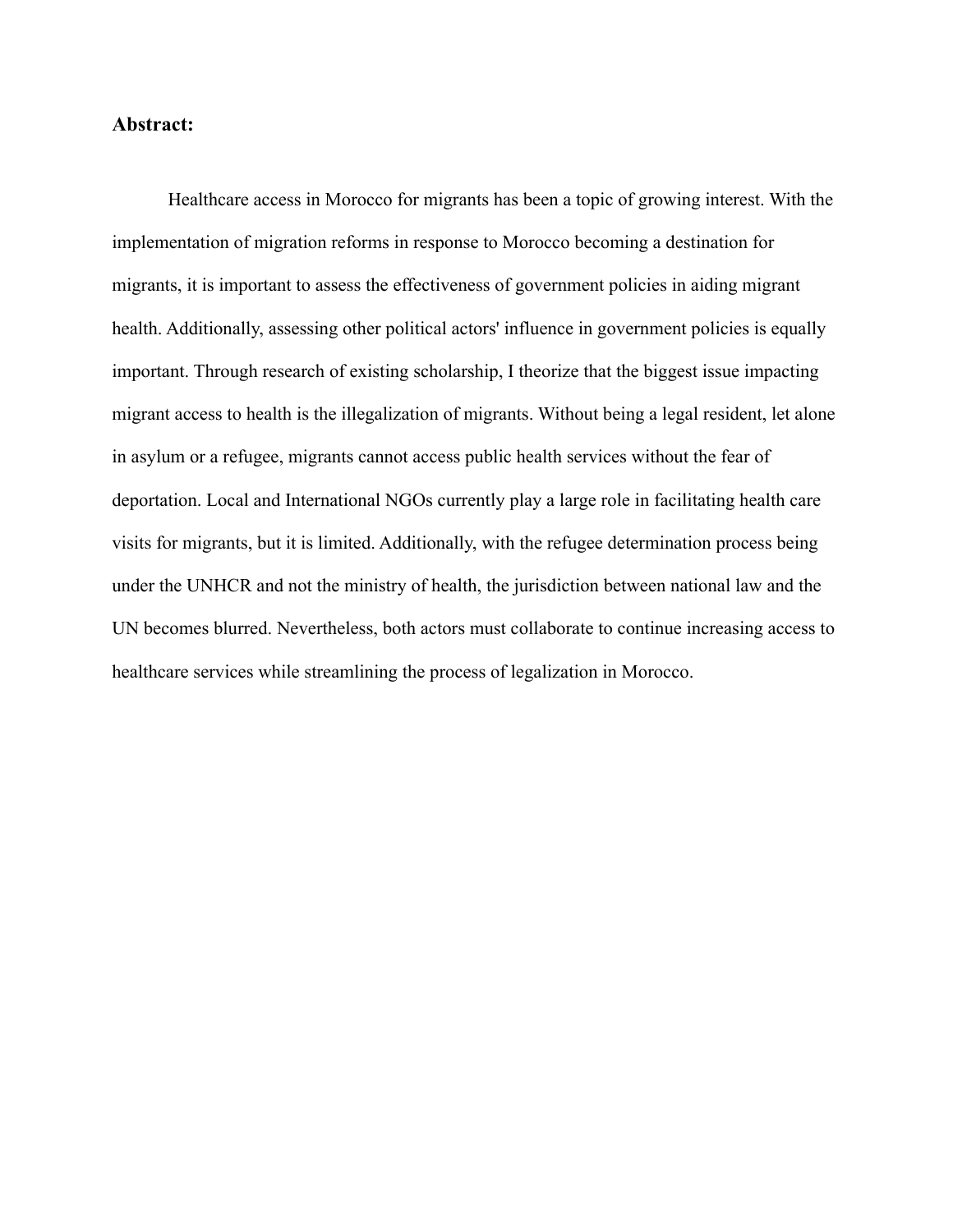**Abstract:**

Healthcare access in Morocco for migrants has been a topic of growing interest. With the implementation of migration reforms in response to Morocco becoming a destination for migrants, it is important to assess the effectiveness of government policies in aiding migrant health. Additionally, assessing other political actors' influence in government policies is equally important. Through research of existing scholarship, I theorize that the biggest issue impacting migrant access to health is the illegalization of migrants. Without being a legal resident, let alone in asylum or a refugee, migrants cannot access public health services without the fear of deportation. Local and International NGOs currently play a large role in facilitating health care visits for migrants, but it is limited. Additionally, with the refugee determination process being under the UNHCR and not the ministry of health, the jurisdiction between national law and the UN becomes blurred. Nevertheless, both actors must collaborate to continue increasing access to healthcare services while streamlining the process of legalization in Morocco.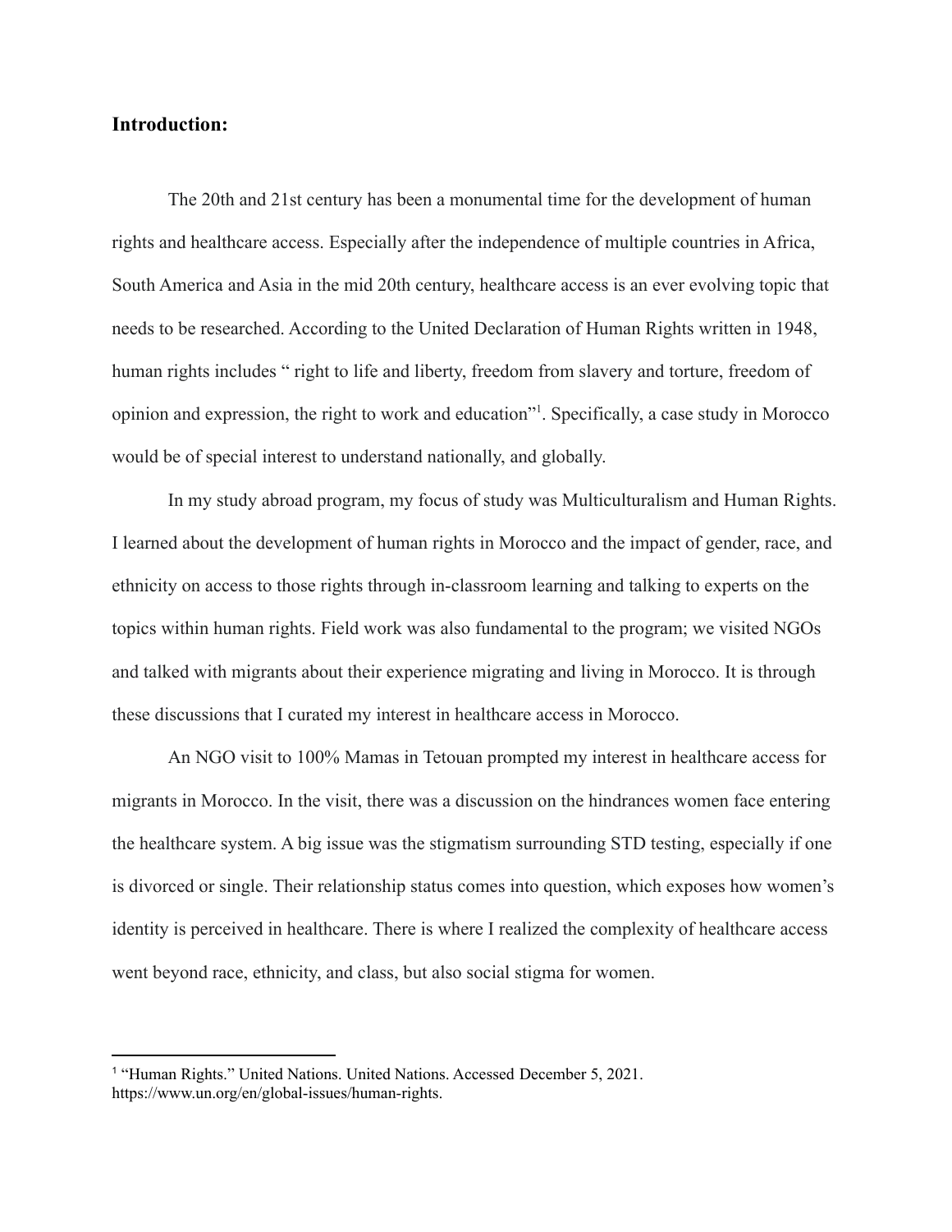## Introduction:

The 20th and 21st century has been a monumental time for the development of human rights and healthcare access. Especially after the independence of multiple countries in Africa, South America and Asia in the mid 20th century, healthcare access is an ever evolving topic that needs to be researched. According to the United Declaration of Human Rights written in 1948, human rights includes " right to life and liberty, freedom from slavery and torture, freedom of opinion and expression, the right to work and education"[1]. Specifically, a case study in Morocco would be of special interest to understand nationally, and globally.

In my study abroad program, my focus of study was Multiculturalism and Human Rights. I learned about the development of human rights in Morocco and the impact of gender, race, and ethnicity on access to those rights through in-classroom learning and talking to experts on the topics within human rights. Field work was also fundamental to the program; we visited NGOs and talked with migrants about their experience migrating and living in Morocco. It is through these discussions that I curated my interest in healthcare access in Morocco.

An NGO visit to 100% Mamas in Tetouan prompted my interest in healthcare access for migrants in Morocco. In the visit, there was a discussion on the hindrances women face entering the healthcare system. A big issue was the stigmatism surrounding STD testing, especially if one is divorced or single. Their relationship status comes into question, which exposes how women's identity is perceived in healthcare. There is where I realized the complexity of healthcare access went beyond race, ethnicity, and class, but also social stigma for women.

[1] "Human Rights." United Nations. United Nations. Accessed December 5, 2021. https://www.un.org/en/global-issues/human-rights.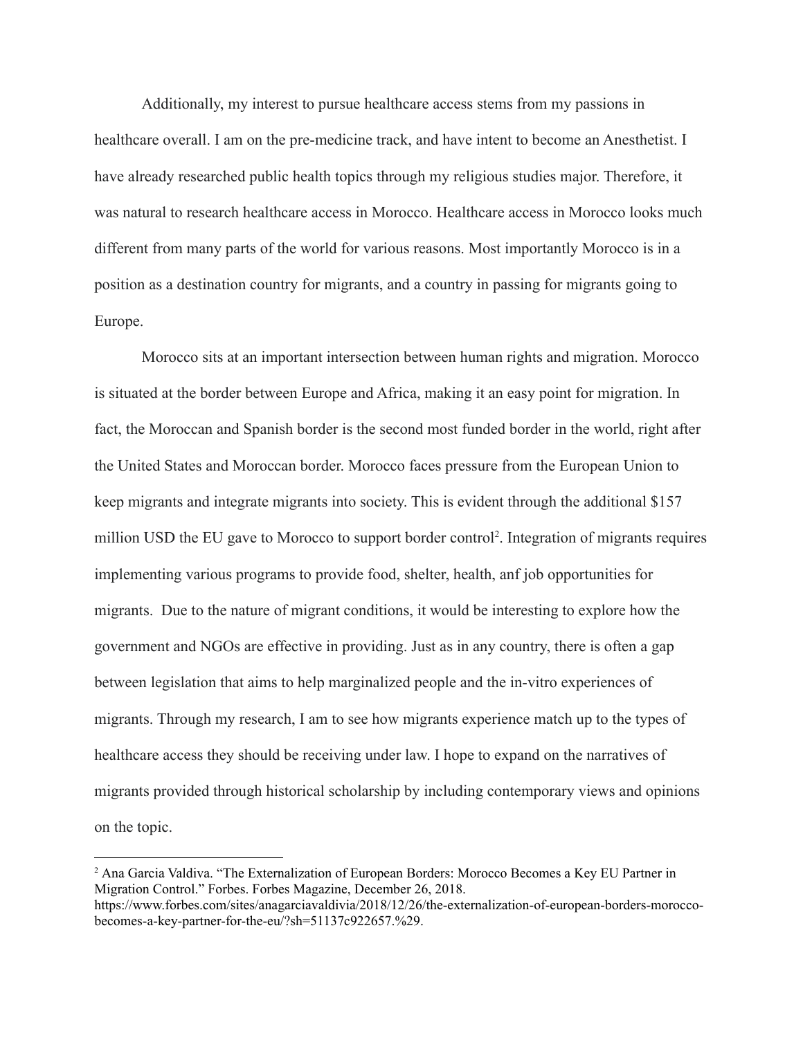Additionally, my interest to pursue healthcare access stems from my passions in healthcare overall. I am on the pre-medicine track, and have intent to become an Anesthetist. I have already researched public health topics through my religious studies major. Therefore, it was natural to research healthcare access in Morocco. Healthcare access in Morocco looks much different from many parts of the world for various reasons. Most importantly Morocco is in a position as a destination country for migrants, and a country in passing for migrants going to Europe.

Morocco sits at an important intersection between human rights and migration. Morocco is situated at the border between Europe and Africa, making it an easy point for migration. In fact, the Moroccan and Spanish border is the second most funded border in the world, right after the United States and Moroccan border. Morocco faces pressure from the European Union to keep migrants and integrate migrants into society. This is evident through the additional $157 million USD the EU gave to Morocco to support border control[2]. Integration of migrants requires implementing various programs to provide food, shelter, health, anf job opportunities for migrants. Due to the nature of migrant conditions, it would be interesting to explore how the government and NGOs are effective in providing. Just as in any country, there is often a gap between legislation that aims to help marginalized people and the in-vitro experiences of migrants. Through my research, I am to see how migrants experience match up to the types of healthcare access they should be receiving under law. I hope to expand on the narratives of migrants provided through historical scholarship by including contemporary views and opinions on the topic.

---

[2] Ana Garcia Valdiva. "The Externalization of European Borders: Morocco Becomes a Key EU Partner in Migration Control." Forbes. Forbes Magazine, December 26, 2018. https://www.forbes.com/sites/anagarciavaldivia/2018/12/26/the-externalization-of-european-borders-morocco-becomes-a-key-partner-for-the-eu/?sh=51137c922657.%29.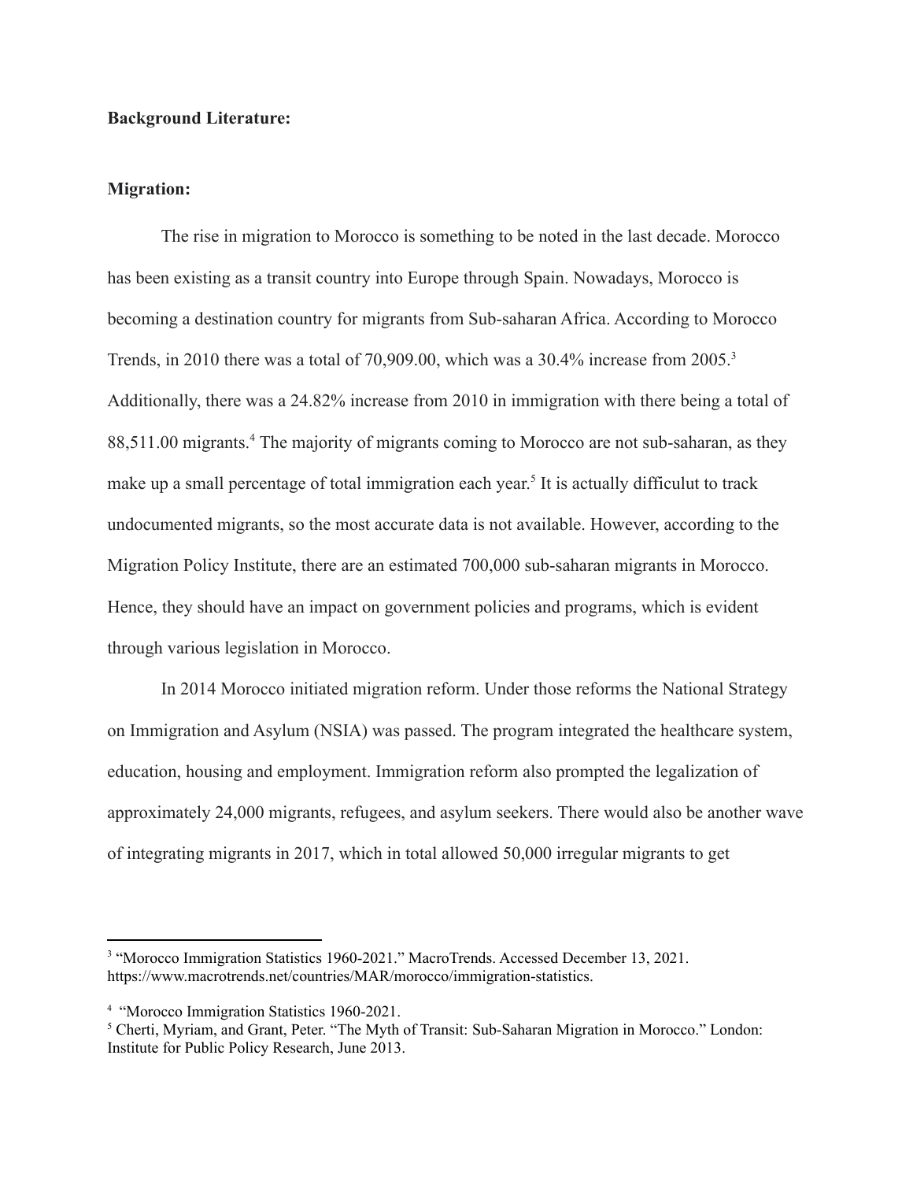**Background Literature:**

**Migration:**

The rise in migration to Morocco is something to be noted in the last decade. Morocco has been existing as a transit country into Europe through Spain. Nowadays, Morocco is becoming a destination country for migrants from Sub-saharan Africa. According to Morocco Trends, in 2010 there was a total of 70,909.00, which was a 30.4% increase from 2005.[3] Additionally, there was a 24.82% increase from 2010 in immigration with there being a total of 88,511.00 migrants.[4] The majority of migrants coming to Morocco are not sub-saharan, as they make up a small percentage of total immigration each year.[5] It is actually difficulut to track undocumented migrants, so the most accurate data is not available. However, according to the Migration Policy Institute, there are an estimated 700,000 sub-saharan migrants in Morocco. Hence, they should have an impact on government policies and programs, which is evident through various legislation in Morocco.

In 2014 Morocco initiated migration reform. Under those reforms the National Strategy on Immigration and Asylum (NSIA) was passed. The program integrated the healthcare system, education, housing and employment. Immigration reform also prompted the legalization of approximately 24,000 migrants, refugees, and asylum seekers. There would also be another wave of integrating migrants in 2017, which in total allowed 50,000 irregular migrants to get

---

[3] "Morocco Immigration Statistics 1960-2021." MacroTrends. Accessed December 13, 2021. https://www.macrotrends.net/countries/MAR/morocco/immigration-statistics.

[4] "Morocco Immigration Statistics 1960-2021.

[5] Cherti, Myriam, and Grant, Peter. "The Myth of Transit: Sub-Saharan Migration in Morocco." London: Institute for Public Policy Research, June 2013.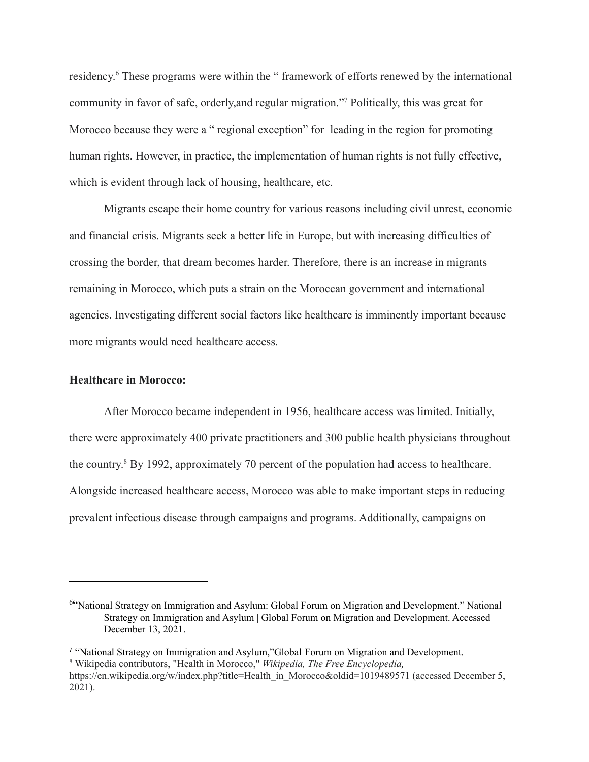residency.[6] These programs were within the " framework of efforts renewed by the international community in favor of safe, orderly,and regular migration."[7] Politically, this was great for Morocco because they were a " regional exception" for leading in the region for promoting human rights. However, in practice, the implementation of human rights is not fully effective, which is evident through lack of housing, healthcare, etc.

Migrants escape their home country for various reasons including civil unrest, economic and financial crisis. Migrants seek a better life in Europe, but with increasing difficulties of crossing the border, that dream becomes harder. Therefore, there is an increase in migrants remaining in Morocco, which puts a strain on the Moroccan government and international agencies. Investigating different social factors like healthcare is imminently important because more migrants would need healthcare access.

**Healthcare in Morocco:**

After Morocco became independent in 1956, healthcare access was limited. Initially, there were approximately 400 private practitioners and 300 public health physicians throughout the country.[8] By 1992, approximately 70 percent of the population had access to healthcare. Alongside increased healthcare access, Morocco was able to make important steps in reducing prevalent infectious disease through campaigns and programs. Additionally, campaigns on

---

[6] "National Strategy on Immigration and Asylum: Global Forum on Migration and Development." National Strategy on Immigration and Asylum | Global Forum on Migration and Development. Accessed December 13, 2021.

[7] "National Strategy on Immigration and Asylum,"Global Forum on Migration and Development.

[8] Wikipedia contributors, "Health in Morocco," *Wikipedia, The Free Encyclopedia,* https://en.wikipedia.org/w/index.php?title=Health_in_Morocco&oldid=1019489571 (accessed December 5, 2021).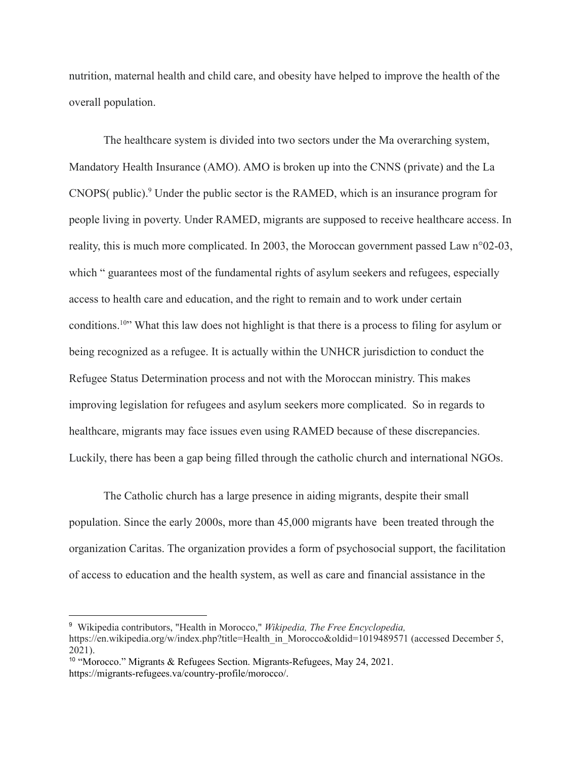nutrition, maternal health and child care, and obesity have helped to improve the health of the overall population.

The healthcare system is divided into two sectors under the Ma overarching system, Mandatory Health Insurance (AMO). AMO is broken up into the CNNS (private) and the La CNOPS( public).[9] Under the public sector is the RAMED, which is an insurance program for people living in poverty. Under RAMED, migrants are supposed to receive healthcare access. In reality, this is much more complicated. In 2003, the Moroccan government passed Law n°02-03, which " guarantees most of the fundamental rights of asylum seekers and refugees, especially access to health care and education, and the right to remain and to work under certain conditions.[10]" What this law does not highlight is that there is a process to filing for asylum or being recognized as a refugee. It is actually within the UNHCR jurisdiction to conduct the Refugee Status Determination process and not with the Moroccan ministry. This makes improving legislation for refugees and asylum seekers more complicated. So in regards to healthcare, migrants may face issues even using RAMED because of these discrepancies. Luckily, there has been a gap being filled through the catholic church and international NGOs.

The Catholic church has a large presence in aiding migrants, despite their small population. Since the early 2000s, more than 45,000 migrants have been treated through the organization Caritas. The organization provides a form of psychosocial support, the facilitation of access to education and the health system, as well as care and financial assistance in the

---

[9] Wikipedia contributors, "Health in Morocco," *Wikipedia, The Free Encyclopedia,* https://en.wikipedia.org/w/index.php?title=Health_in_Morocco&oldid=1019489571 (accessed December 5, 2021).

[10] "Morocco." Migrants & Refugees Section. Migrants-Refugees, May 24, 2021. https://migrants-refugees.va/country-profile/morocco/.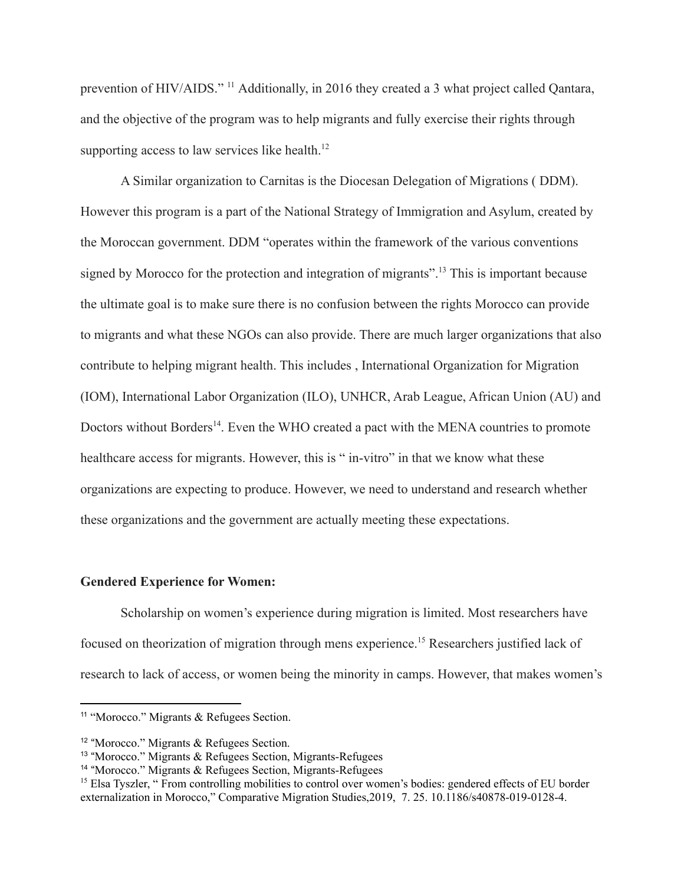prevention of HIV/AIDS." [11] Additionally, in 2016 they created a 3 what project called Qantara, and the objective of the program was to help migrants and fully exercise their rights through supporting access to law services like health.[12]

A Similar organization to Carnitas is the Diocesan Delegation of Migrations ( DDM). However this program is a part of the National Strategy of Immigration and Asylum, created by the Moroccan government. DDM "operates within the framework of the various conventions signed by Morocco for the protection and integration of migrants".[13] This is important because the ultimate goal is to make sure there is no confusion between the rights Morocco can provide to migrants and what these NGOs can also provide. There are much larger organizations that also contribute to helping migrant health. This includes , International Organization for Migration (IOM), International Labor Organization (ILO), UNHCR, Arab League, African Union (AU) and Doctors without Borders[14]. Even the WHO created a pact with the MENA countries to promote healthcare access for migrants. However, this is " in-vitro" in that we know what these organizations are expecting to produce. However, we need to understand and research whether these organizations and the government are actually meeting these expectations.

**Gendered Experience for Women:**

Scholarship on women's experience during migration is limited. Most researchers have focused on theorization of migration through mens experience.[15] Researchers justified lack of research to lack of access, or women being the minority in camps. However, that makes women's

---

[11] "Morocco." Migrants & Refugees Section.

[12] "Morocco." Migrants & Refugees Section.

[13] "Morocco." Migrants & Refugees Section, Migrants-Refugees

[14] "Morocco." Migrants & Refugees Section, Migrants-Refugees

[15] Elsa Tyszler, " From controlling mobilities to control over women's bodies: gendered effects of EU border externalization in Morocco," Comparative Migration Studies,2019, 7. 25. 10.1186/s40878-019-0128-4.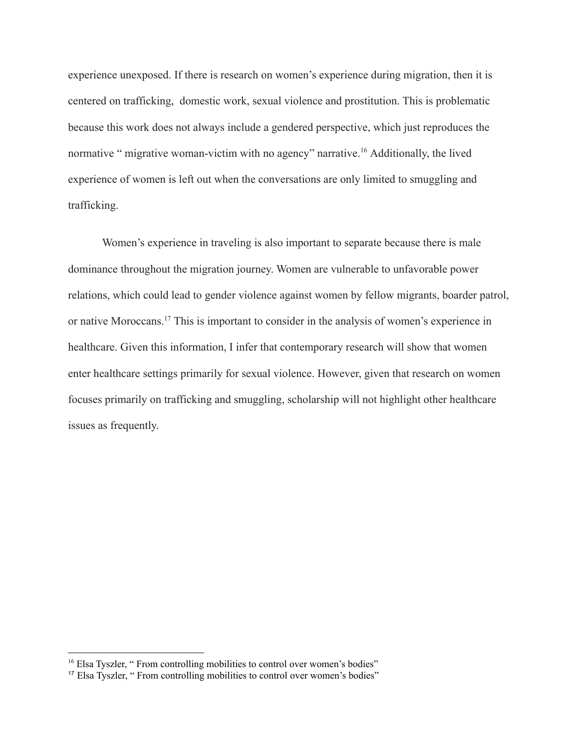experience unexposed. If there is research on women's experience during migration, then it is centered on trafficking, domestic work, sexual violence and prostitution. This is problematic because this work does not always include a gendered perspective, which just reproduces the normative " migrative woman-victim with no agency" narrative.[16] Additionally, the lived experience of women is left out when the conversations are only limited to smuggling and trafficking.

Women's experience in traveling is also important to separate because there is male dominance throughout the migration journey. Women are vulnerable to unfavorable power relations, which could lead to gender violence against women by fellow migrants, boarder patrol, or native Moroccans.[17] This is important to consider in the analysis of women's experience in healthcare. Given this information, I infer that contemporary research will show that women enter healthcare settings primarily for sexual violence. However, given that research on women focuses primarily on trafficking and smuggling, scholarship will not highlight other healthcare issues as frequently.

---

[16] Elsa Tyszler, " From controlling mobilities to control over women's bodies"

[17] Elsa Tyszler, " From controlling mobilities to control over women's bodies"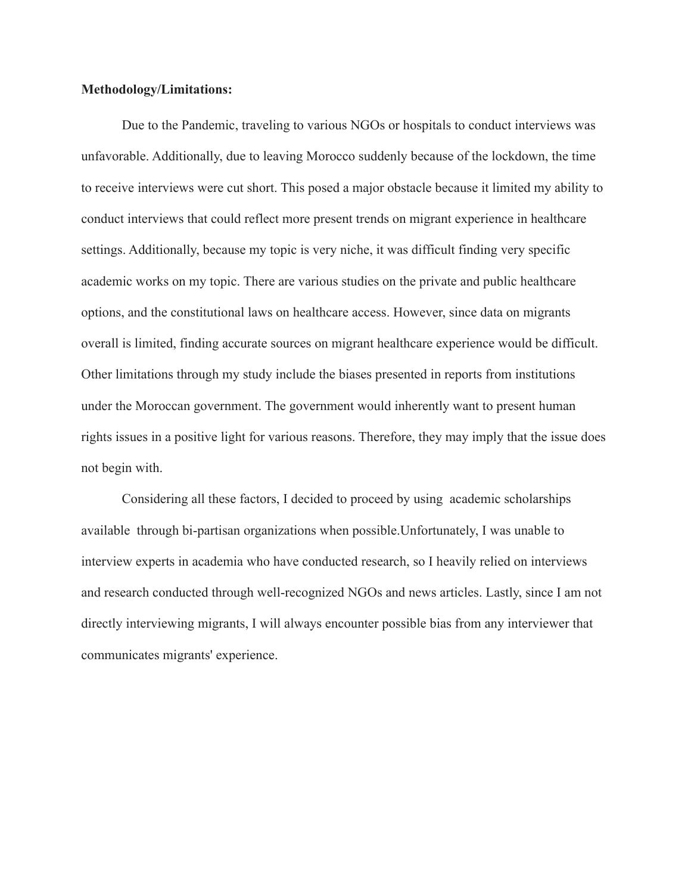**Methodology/Limitations:**

Due to the Pandemic, traveling to various NGOs or hospitals to conduct interviews was unfavorable. Additionally, due to leaving Morocco suddenly because of the lockdown, the time to receive interviews were cut short. This posed a major obstacle because it limited my ability to conduct interviews that could reflect more present trends on migrant experience in healthcare settings. Additionally, because my topic is very niche, it was difficult finding very specific academic works on my topic. There are various studies on the private and public healthcare options, and the constitutional laws on healthcare access. However, since data on migrants overall is limited, finding accurate sources on migrant healthcare experience would be difficult. Other limitations through my study include the biases presented in reports from institutions under the Moroccan government. The government would inherently want to present human rights issues in a positive light for various reasons. Therefore, they may imply that the issue does not begin with.

Considering all these factors, I decided to proceed by using academic scholarships available through bi-partisan organizations when possible.Unfortunately, I was unable to interview experts in academia who have conducted research, so I heavily relied on interviews and research conducted through well-recognized NGOs and news articles. Lastly, since I am not directly interviewing migrants, I will always encounter possible bias from any interviewer that communicates migrants' experience.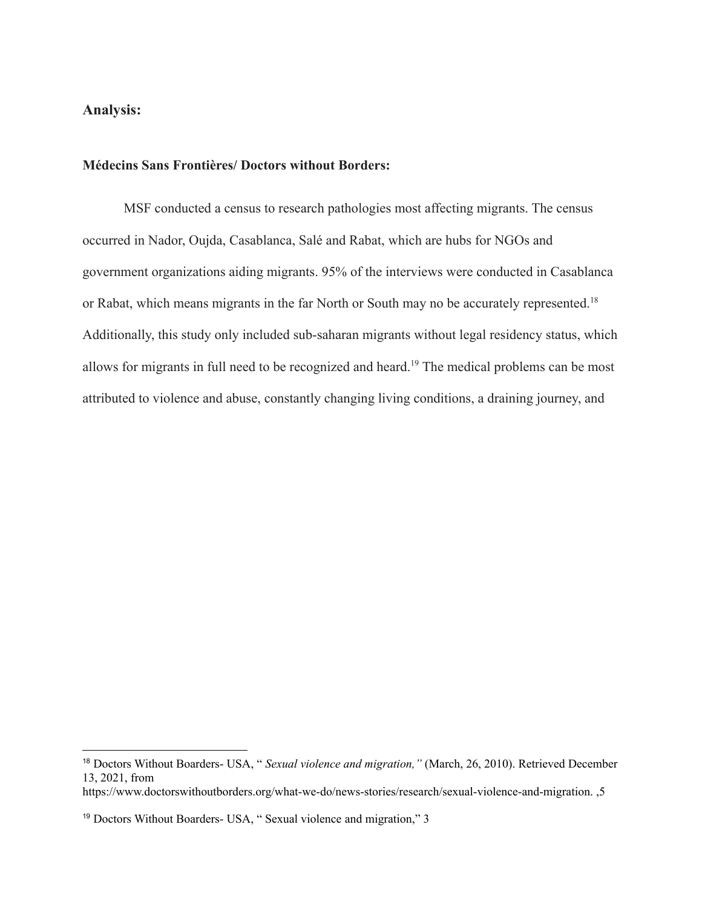## Analysis:

### Médecins Sans Frontières/ Doctors without Borders:

MSF conducted a census to research pathologies most affecting migrants. The census occurred in Nador, Oujda, Casablanca, Salé and Rabat, which are hubs for NGOs and government organizations aiding migrants. 95% of the interviews were conducted in Casablanca or Rabat, which means migrants in the far North or South may no be accurately represented.[18] Additionally, this study only included sub-saharan migrants without legal residency status, which allows for migrants in full need to be recognized and heard.[19] The medical problems can be most attributed to violence and abuse, constantly changing living conditions, a draining journey, and

---

[18] Doctors Without Boarders- USA, " *Sexual violence and migration,"* (March, 26, 2010). Retrieved December 13, 2021, from https://www.doctorswithoutborders.org/what-we-do/news-stories/research/sexual-violence-and-migration. ,5

[19] Doctors Without Boarders- USA, " Sexual violence and migration," 3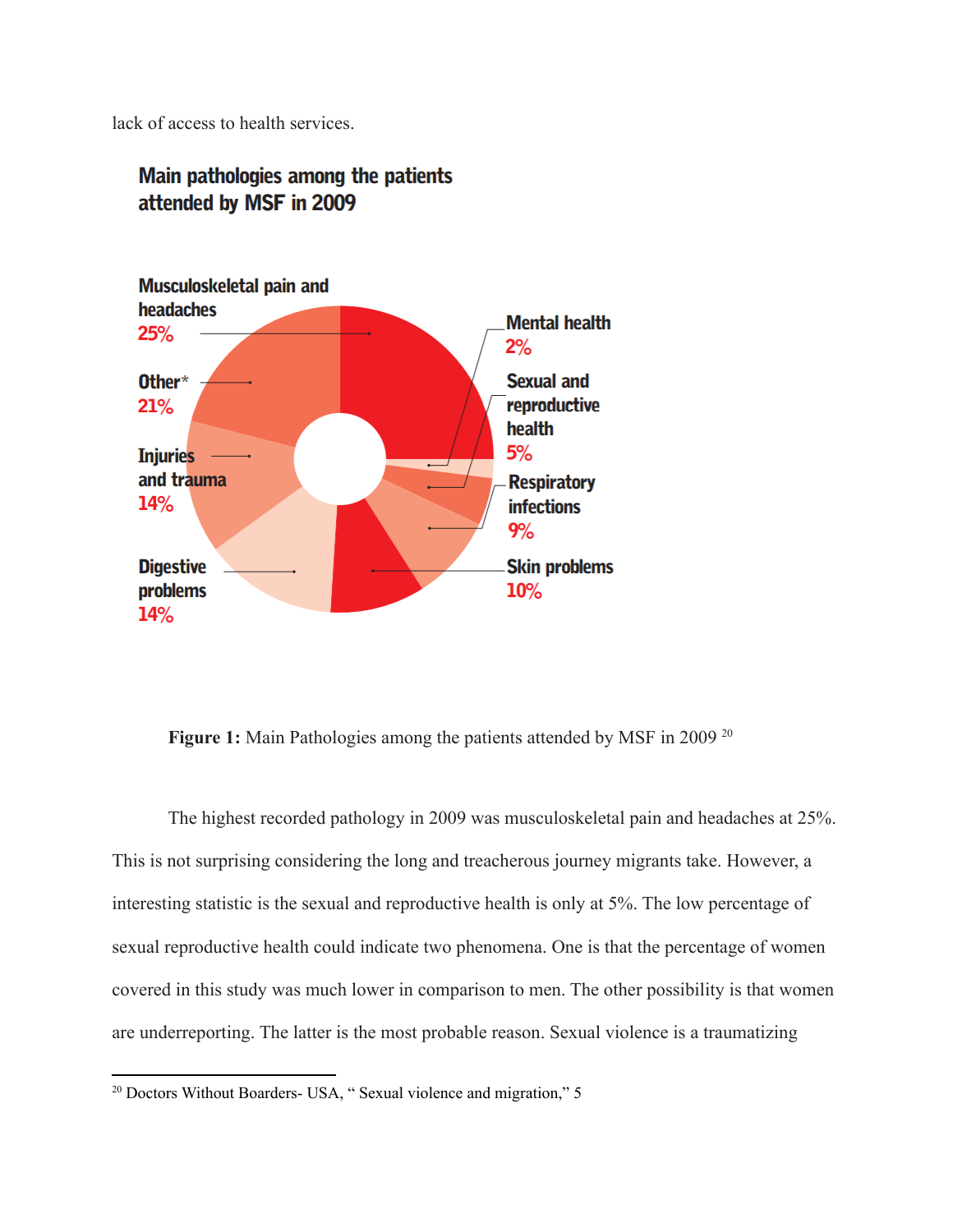lack of access to health services.

**Main pathologies among the patients attended by MSF in 2009**

Musculoskeletal pain and headaches 25%

Other* 21%

Injuries and trauma 14%

Digestive problems 14%

Mental health 2%

Sexual and reproductive health 5%

Respiratory infections 9%

Skin problems 10%

**Figure 1:** Main Pathologies among the patients attended by MSF in 2009 [20]

The highest recorded pathology in 2009 was musculoskeletal pain and headaches at 25%. This is not surprising considering the long and treacherous journey migrants take. However, a interesting statistic is the sexual and reproductive health is only at 5%. The low percentage of sexual reproductive health could indicate two phenomena. One is that the percentage of women covered in this study was much lower in comparison to men. The other possibility is that women are underreporting. The latter is the most probable reason. Sexual violence is a traumatizing

[20] Doctors Without Boarders- USA, " Sexual violence and migration," 5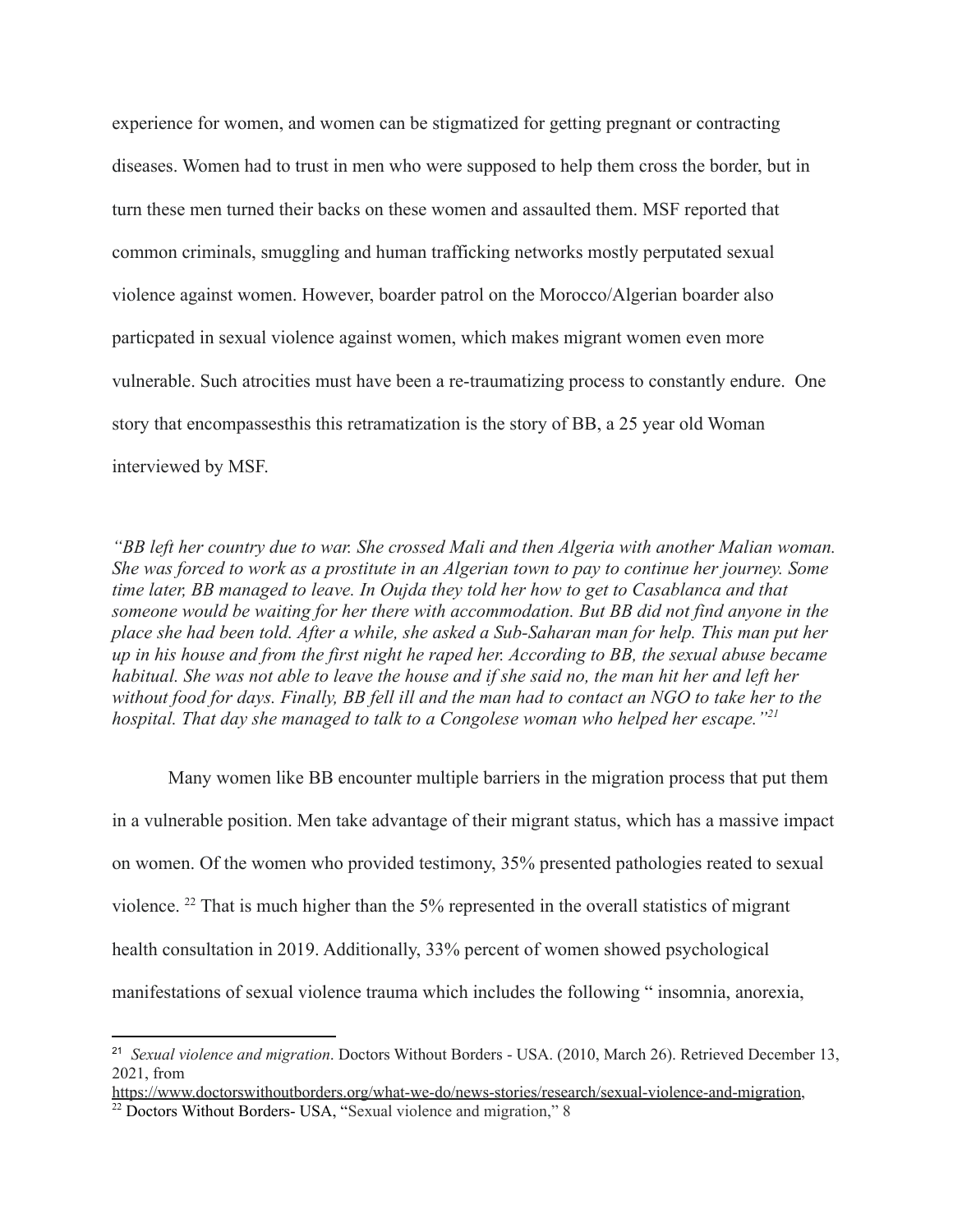experience for women, and women can be stigmatized for getting pregnant or contracting diseases. Women had to trust in men who were supposed to help them cross the border, but in turn these men turned their backs on these women and assaulted them. MSF reported that common criminals, smuggling and human trafficking networks mostly perputated sexual violence against women. However, boarder patrol on the Morocco/Algerian boarder also particpated in sexual violence against women, which makes migrant women even more vulnerable. Such atrocities must have been a re-traumatizing process to constantly endure. One story that encompassesthis this retramatization is the story of BB, a 25 year old Woman interviewed by MSF.

*"BB left her country due to war. She crossed Mali and then Algeria with another Malian woman. She was forced to work as a prostitute in an Algerian town to pay to continue her journey. Some time later, BB managed to leave. In Oujda they told her how to get to Casablanca and that someone would be waiting for her there with accommodation. But BB did not find anyone in the place she had been told. After a while, she asked a Sub-Saharan man for help. This man put her up in his house and from the first night he raped her. According to BB, the sexual abuse became habitual. She was not able to leave the house and if she said no, the man hit her and left her without food for days. Finally, BB fell ill and the man had to contact an NGO to take her to the hospital. That day she managed to talk to a Congolese woman who helped her escape."*[21]

Many women like BB encounter multiple barriers in the migration process that put them in a vulnerable position. Men take advantage of their migrant status, which has a massive impact on women. Of the women who provided testimony, 35% presented pathologies reated to sexual violence. [22] That is much higher than the 5% represented in the overall statistics of migrant health consultation in 2019. Additionally, 33% percent of women showed psychological manifestations of sexual violence trauma which includes the following " insomnia, anorexia,

---

[21] *Sexual violence and migration*. Doctors Without Borders - USA. (2010, March 26). Retrieved December 13, 2021, from https://www.doctorswithoutborders.org/what-we-do/news-stories/research/sexual-violence-and-migration,

[22] Doctors Without Borders- USA, "Sexual violence and migration," 8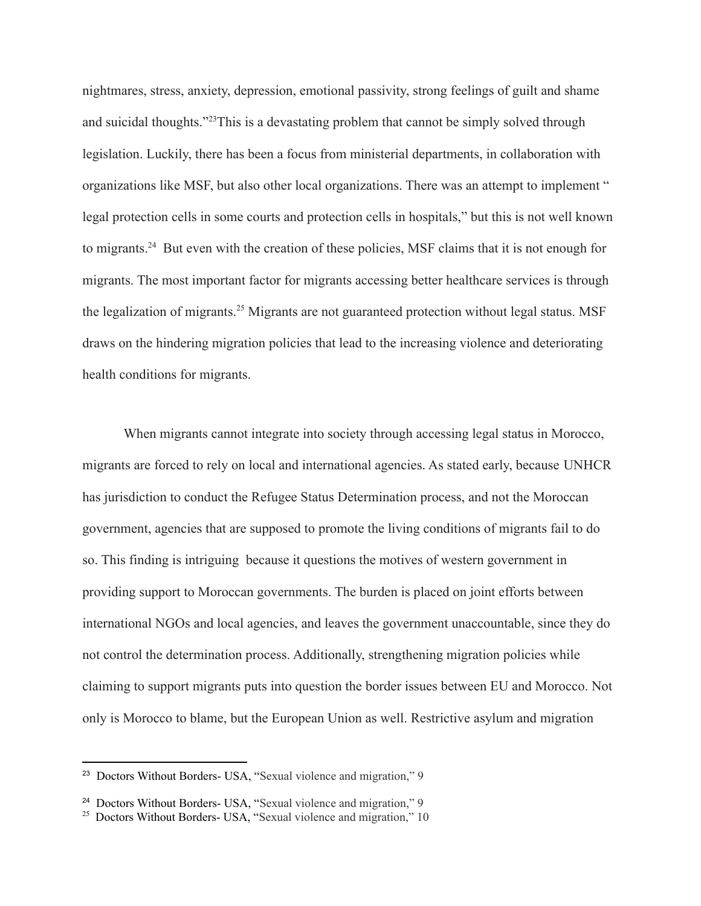nightmares, stress, anxiety, depression, emotional passivity, strong feelings of guilt and shame and suicidal thoughts."[23]This is a devastating problem that cannot be simply solved through legislation. Luckily, there has been a focus from ministerial departments, in collaboration with organizations like MSF, but also other local organizations. There was an attempt to implement " legal protection cells in some courts and protection cells in hospitals," but this is not well known to migrants.[24] But even with the creation of these policies, MSF claims that it is not enough for migrants. The most important factor for migrants accessing better healthcare services is through the legalization of migrants.[25] Migrants are not guaranteed protection without legal status. MSF draws on the hindering migration policies that lead to the increasing violence and deteriorating health conditions for migrants.

When migrants cannot integrate into society through accessing legal status in Morocco, migrants are forced to rely on local and international agencies. As stated early, because UNHCR has jurisdiction to conduct the Refugee Status Determination process, and not the Moroccan government, agencies that are supposed to promote the living conditions of migrants fail to do so. This finding is intriguing because it questions the motives of western government in providing support to Moroccan governments. The burden is placed on joint efforts between international NGOs and local agencies, and leaves the government unaccountable, since they do not control the determination process. Additionally, strengthening migration policies while claiming to support migrants puts into question the border issues between EU and Morocco. Not only is Morocco to blame, but the European Union as well. Restrictive asylum and migration

---

[23] Doctors Without Borders- USA, "Sexual violence and migration," 9

[24] Doctors Without Borders- USA, "Sexual violence and migration," 9

[25] Doctors Without Borders- USA, "Sexual violence and migration," 10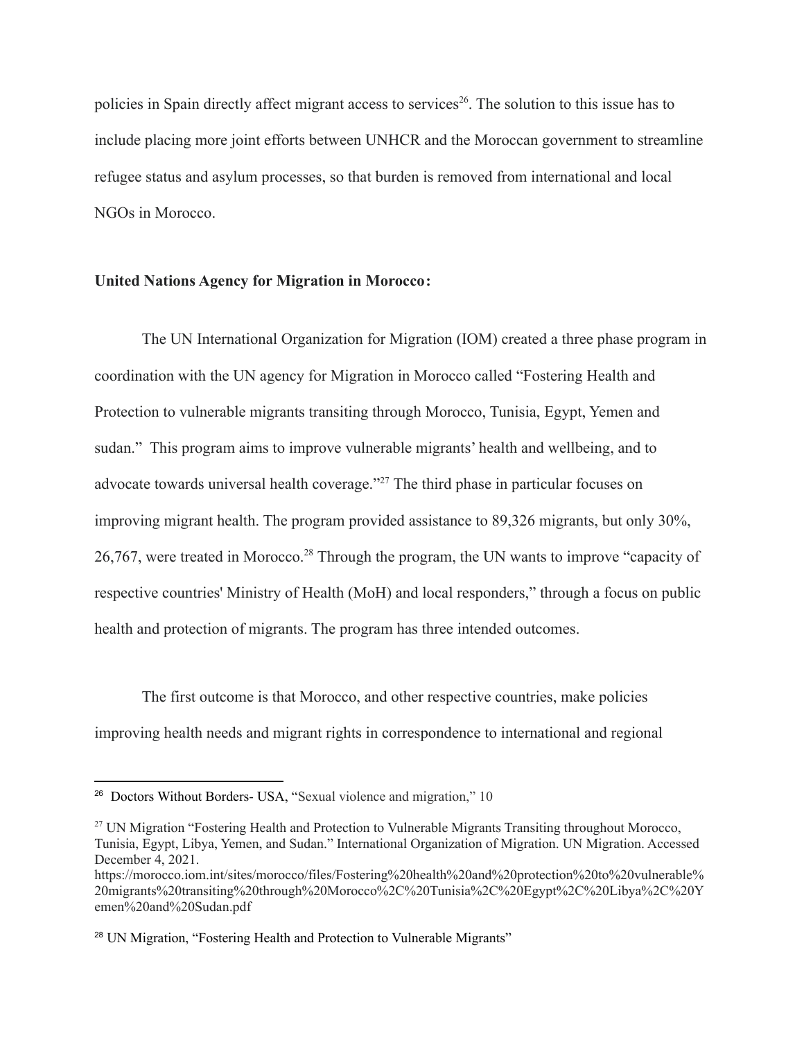policies in Spain directly affect migrant access to services[26]. The solution to this issue has to include placing more joint efforts between UNHCR and the Moroccan government to streamline refugee status and asylum processes, so that burden is removed from international and local NGOs in Morocco.

**United Nations Agency for Migration in Morocco:**

The UN International Organization for Migration (IOM) created a three phase program in coordination with the UN agency for Migration in Morocco called "Fostering Health and Protection to vulnerable migrants transiting through Morocco, Tunisia, Egypt, Yemen and sudan." This program aims to improve vulnerable migrants' health and wellbeing, and to advocate towards universal health coverage."[27] The third phase in particular focuses on improving migrant health. The program provided assistance to 89,326 migrants, but only 30%, 26,767, were treated in Morocco.[28] Through the program, the UN wants to improve "capacity of respective countries' Ministry of Health (MoH) and local responders," through a focus on public health and protection of migrants. The program has three intended outcomes.

The first outcome is that Morocco, and other respective countries, make policies improving health needs and migrant rights in correspondence to international and regional

---

[26] Doctors Without Borders- USA, "Sexual violence and migration," 10

[27] UN Migration "Fostering Health and Protection to Vulnerable Migrants Transiting throughout Morocco, Tunisia, Egypt, Libya, Yemen, and Sudan." International Organization of Migration. UN Migration. Accessed December 4, 2021.
https://morocco.iom.int/sites/morocco/files/Fostering%20health%20and%20protection%20to%20vulnerable%20migrants%20transiting%20through%20Morocco%2C%20Tunisia%2C%20Egypt%2C%20Libya%2C%20Yemen%20and%20Sudan.pdf

[28] UN Migration, "Fostering Health and Protection to Vulnerable Migrants"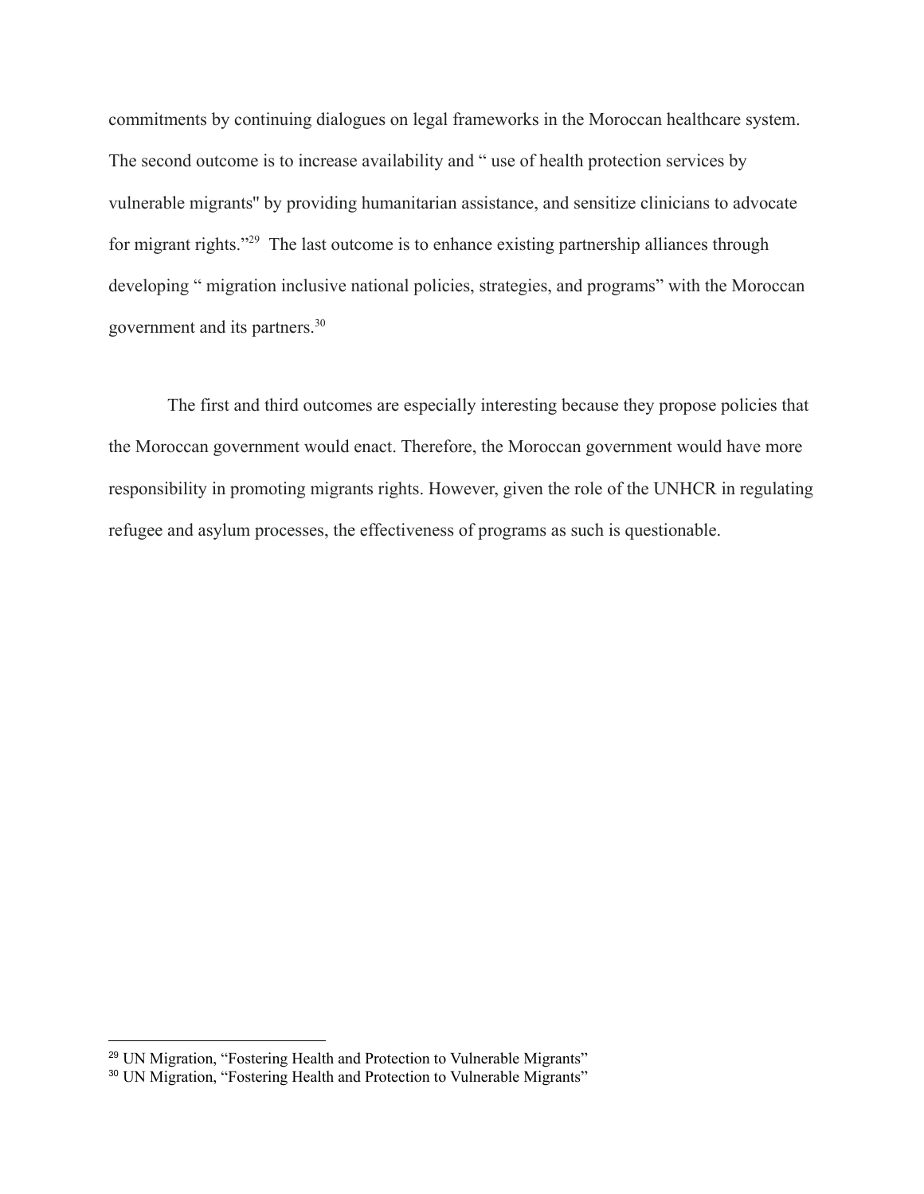commitments by continuing dialogues on legal frameworks in the Moroccan healthcare system. The second outcome is to increase availability and " use of health protection services by vulnerable migrants'' by providing humanitarian assistance, and sensitize clinicians to advocate for migrant rights."[29] The last outcome is to enhance existing partnership alliances through developing " migration inclusive national policies, strategies, and programs" with the Moroccan government and its partners.[30]

The first and third outcomes are especially interesting because they propose policies that the Moroccan government would enact. Therefore, the Moroccan government would have more responsibility in promoting migrants rights. However, given the role of the UNHCR in regulating refugee and asylum processes, the effectiveness of programs as such is questionable.

---

[29] UN Migration, "Fostering Health and Protection to Vulnerable Migrants"

[30] UN Migration, "Fostering Health and Protection to Vulnerable Migrants"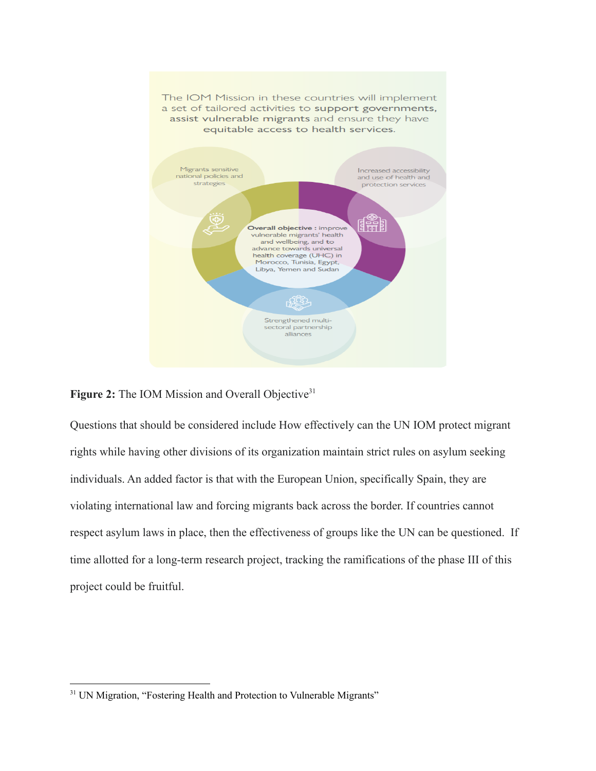The IOM Mission in these countries will implement a set of tailored activities to **support governments, assist vulnerable migrants** and ensure they have **equitable access to health services.**

Migrants sensitive national policies and strategies

Increased accessibility and use of health and protection services

**Overall objective :** improve vulnerable migrants' health and wellbeing, and to advance towards universal health coverage (UHC) in Morocco, Tunisia, Egypt, Libya, Yemen and Sudan

Strengthened multi-sectoral partnership alliances

**Figure 2:** The IOM Mission and Overall Objective[31]

Questions that should be considered include How effectively can the UN IOM protect migrant rights while having other divisions of its organization maintain strict rules on asylum seeking individuals. An added factor is that with the European Union, specifically Spain, they are violating international law and forcing migrants back across the border. If countries cannot respect asylum laws in place, then the effectiveness of groups like the UN can be questioned. If time allotted for a long-term research project, tracking the ramifications of the phase III of this project could be fruitful.

[31] UN Migration, "Fostering Health and Protection to Vulnerable Migrants"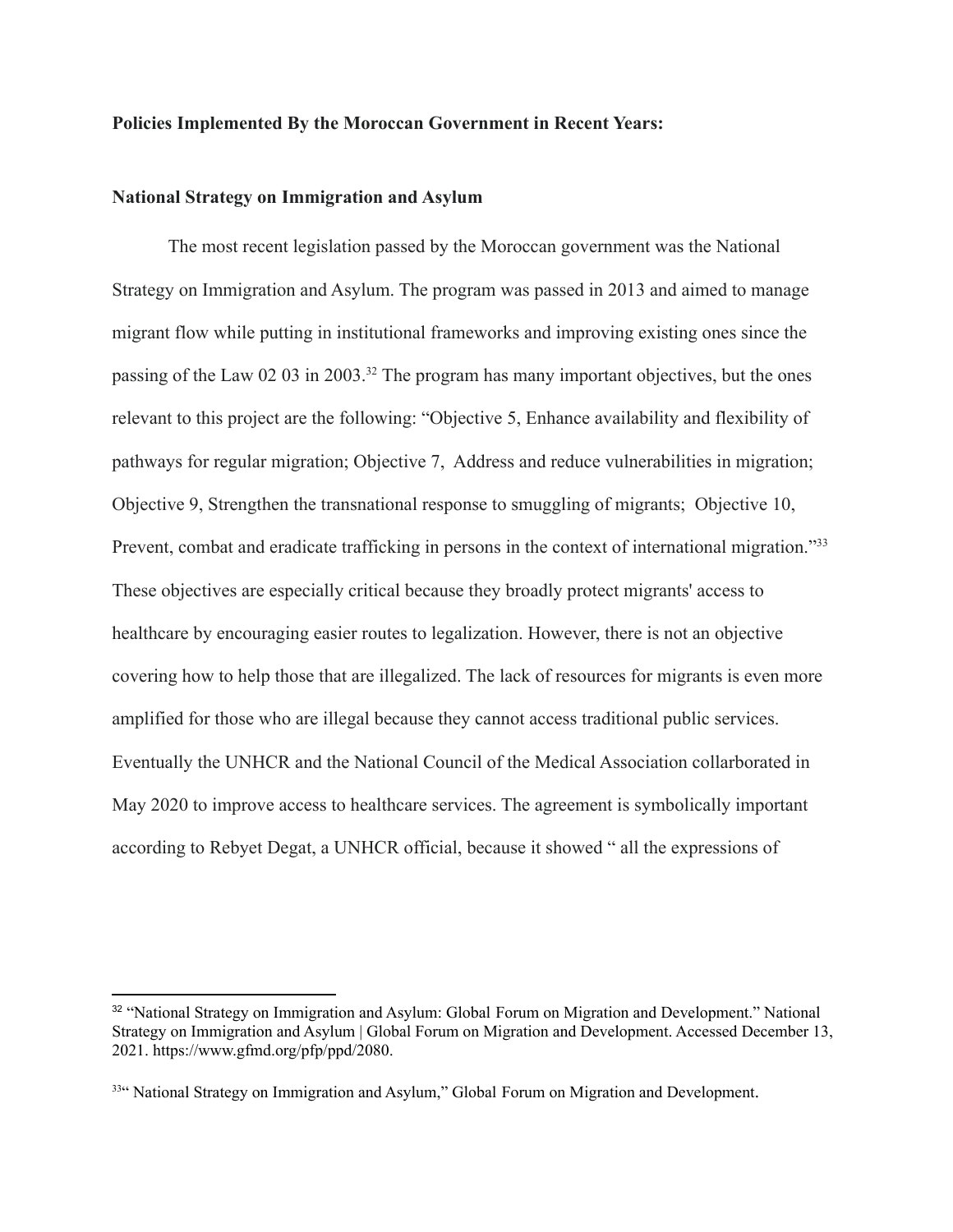**Policies Implemented By the Moroccan Government in Recent Years:**

**National Strategy on Immigration and Asylum**

The most recent legislation passed by the Moroccan government was the National Strategy on Immigration and Asylum. The program was passed in 2013 and aimed to manage migrant flow while putting in institutional frameworks and improving existing ones since the passing of the Law 02 03 in 2003.[32] The program has many important objectives, but the ones relevant to this project are the following: "Objective 5, Enhance availability and flexibility of pathways for regular migration; Objective 7, Address and reduce vulnerabilities in migration; Objective 9, Strengthen the transnational response to smuggling of migrants; Objective 10, Prevent, combat and eradicate trafficking in persons in the context of international migration."[33] These objectives are especially critical because they broadly protect migrants' access to healthcare by encouraging easier routes to legalization. However, there is not an objective covering how to help those that are illegalized. The lack of resources for migrants is even more amplified for those who are illegal because they cannot access traditional public services. Eventually the UNHCR and the National Council of the Medical Association collarborated in May 2020 to improve access to healthcare services. The agreement is symbolically important according to Rebyet Degat, a UNHCR official, because it showed " all the expressions of

---

[32] "National Strategy on Immigration and Asylum: Global Forum on Migration and Development." National Strategy on Immigration and Asylum | Global Forum on Migration and Development. Accessed December 13, 2021. https://www.gfmd.org/pfp/ppd/2080.

[33]" National Strategy on Immigration and Asylum," Global Forum on Migration and Development.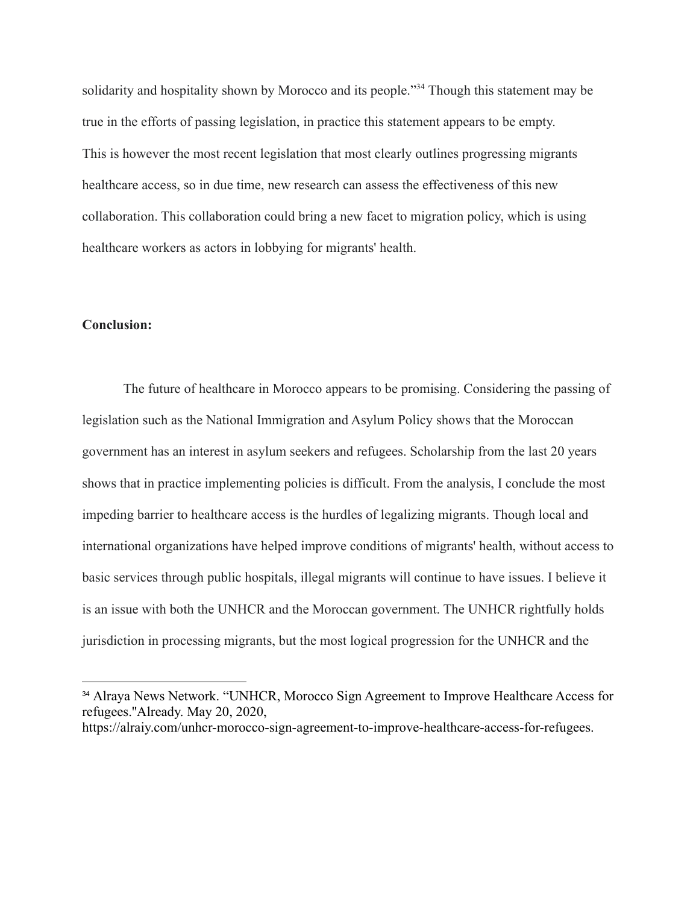solidarity and hospitality shown by Morocco and its people."[34] Though this statement may be true in the efforts of passing legislation, in practice this statement appears to be empty. This is however the most recent legislation that most clearly outlines progressing migrants healthcare access, so in due time, new research can assess the effectiveness of this new collaboration. This collaboration could bring a new facet to migration policy, which is using healthcare workers as actors in lobbying for migrants' health.

**Conclusion:**

The future of healthcare in Morocco appears to be promising. Considering the passing of legislation such as the National Immigration and Asylum Policy shows that the Moroccan government has an interest in asylum seekers and refugees. Scholarship from the last 20 years shows that in practice implementing policies is difficult. From the analysis, I conclude the most impeding barrier to healthcare access is the hurdles of legalizing migrants. Though local and international organizations have helped improve conditions of migrants' health, without access to basic services through public hospitals, illegal migrants will continue to have issues. I believe it is an issue with both the UNHCR and the Moroccan government. The UNHCR rightfully holds jurisdiction in processing migrants, but the most logical progression for the UNHCR and the

---

[34] Alraya News Network. "UNHCR, Morocco Sign Agreement to Improve Healthcare Access for refugees."Already. May 20, 2020, https://alraiy.com/unhcr-morocco-sign-agreement-to-improve-healthcare-access-for-refugees.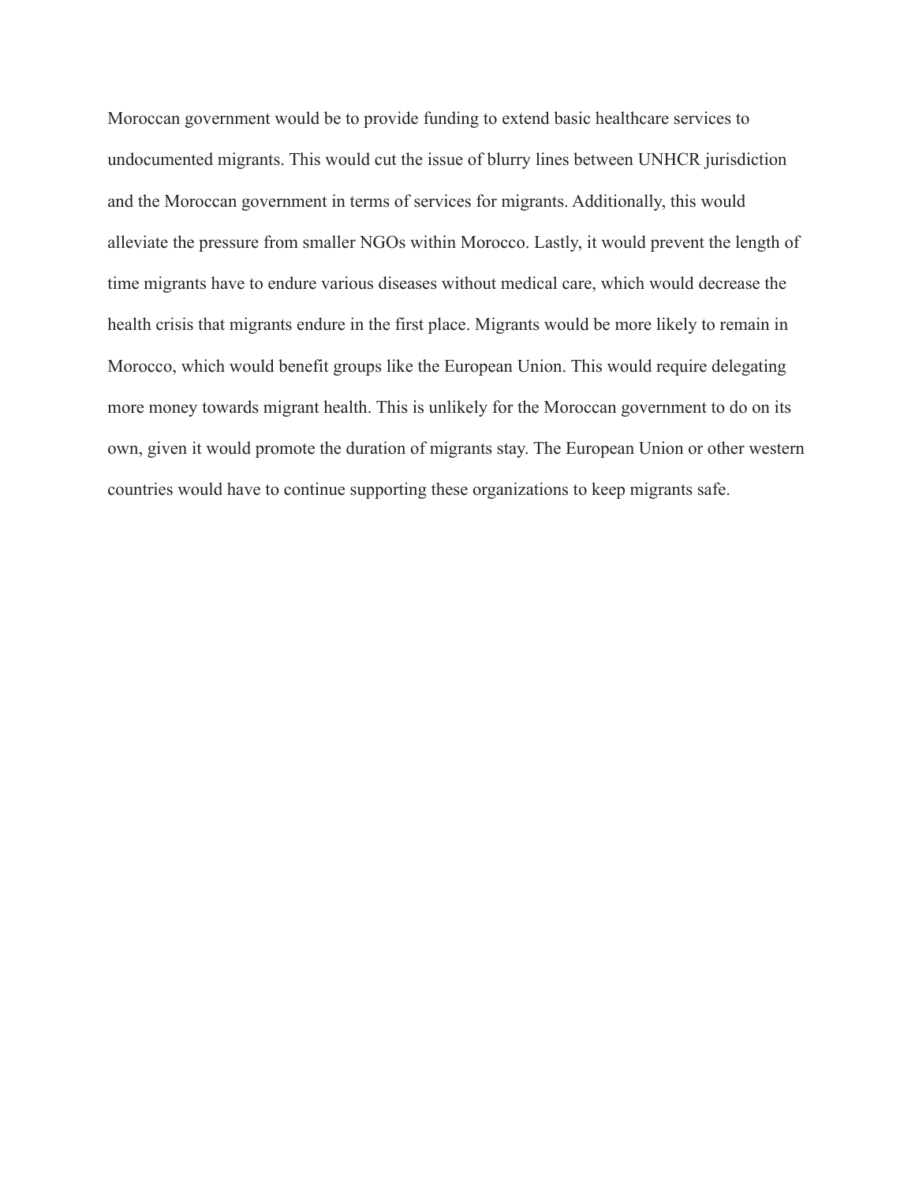Moroccan government would be to provide funding to extend basic healthcare services to undocumented migrants. This would cut the issue of blurry lines between UNHCR jurisdiction and the Moroccan government in terms of services for migrants. Additionally, this would alleviate the pressure from smaller NGOs within Morocco. Lastly, it would prevent the length of time migrants have to endure various diseases without medical care, which would decrease the health crisis that migrants endure in the first place. Migrants would be more likely to remain in Morocco, which would benefit groups like the European Union. This would require delegating more money towards migrant health. This is unlikely for the Moroccan government to do on its own, given it would promote the duration of migrants stay. The European Union or other western countries would have to continue supporting these organizations to keep migrants safe.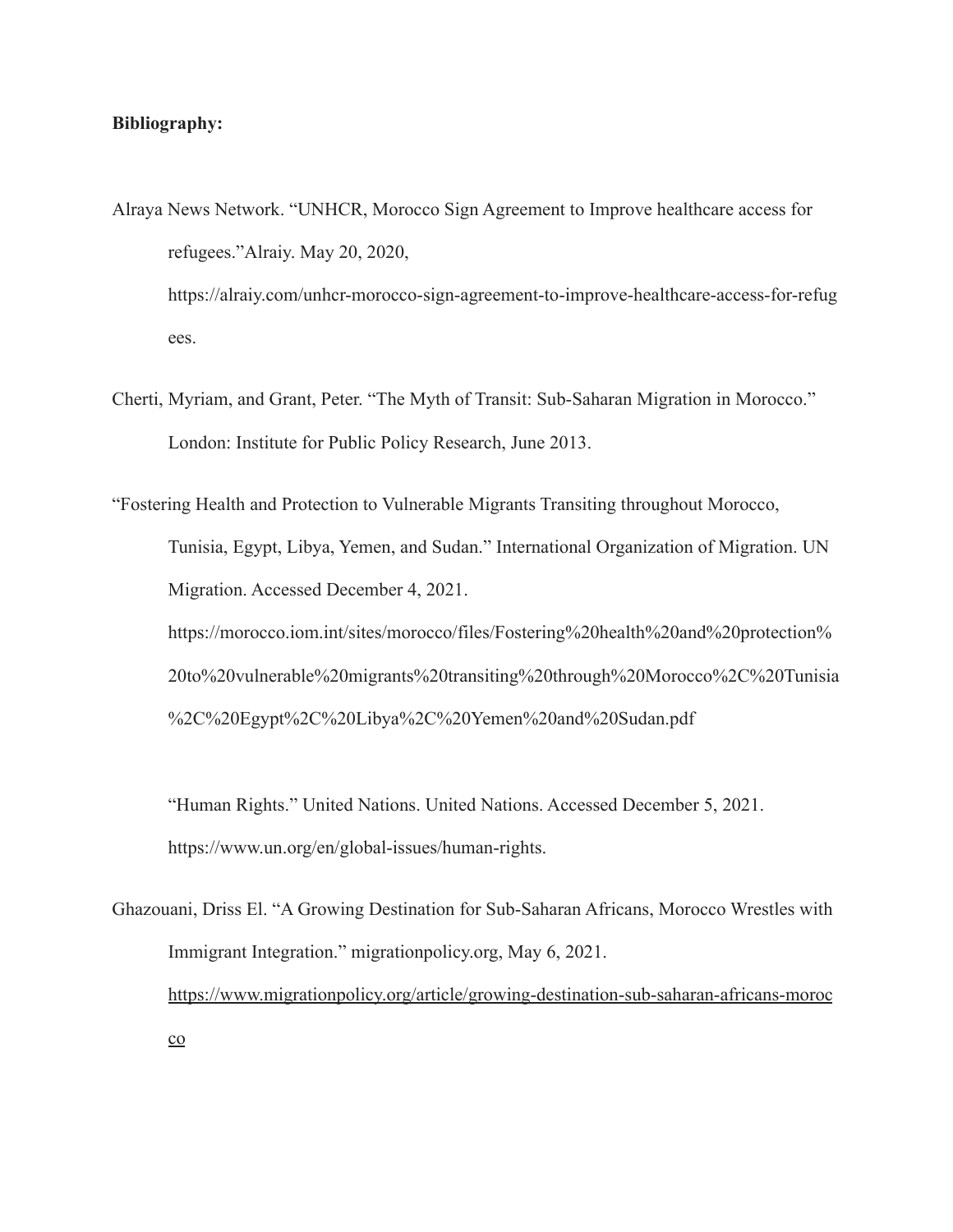**Bibliography:**

Alraya News Network. "UNHCR, Morocco Sign Agreement to Improve healthcare access for refugees."Alraiy. May 20, 2020, https://alraiy.com/unhcr-morocco-sign-agreement-to-improve-healthcare-access-for-refugees.

Cherti, Myriam, and Grant, Peter. "The Myth of Transit: Sub-Saharan Migration in Morocco." London: Institute for Public Policy Research, June 2013.

"Fostering Health and Protection to Vulnerable Migrants Transiting throughout Morocco, Tunisia, Egypt, Libya, Yemen, and Sudan." International Organization of Migration. UN Migration. Accessed December 4, 2021. https://morocco.iom.int/sites/morocco/files/Fostering%20health%20and%20protection%20to%20vulnerable%20migrants%20transiting%20through%20Morocco%2C%20Tunisia%2C%20Egypt%2C%20Libya%2C%20Yemen%20and%20Sudan.pdf

"Human Rights." United Nations. United Nations. Accessed December 5, 2021. https://www.un.org/en/global-issues/human-rights.

Ghazouani, Driss El. "A Growing Destination for Sub-Saharan Africans, Morocco Wrestles with Immigrant Integration." migrationpolicy.org, May 6, 2021. https://www.migrationpolicy.org/article/growing-destination-sub-saharan-africans-morocco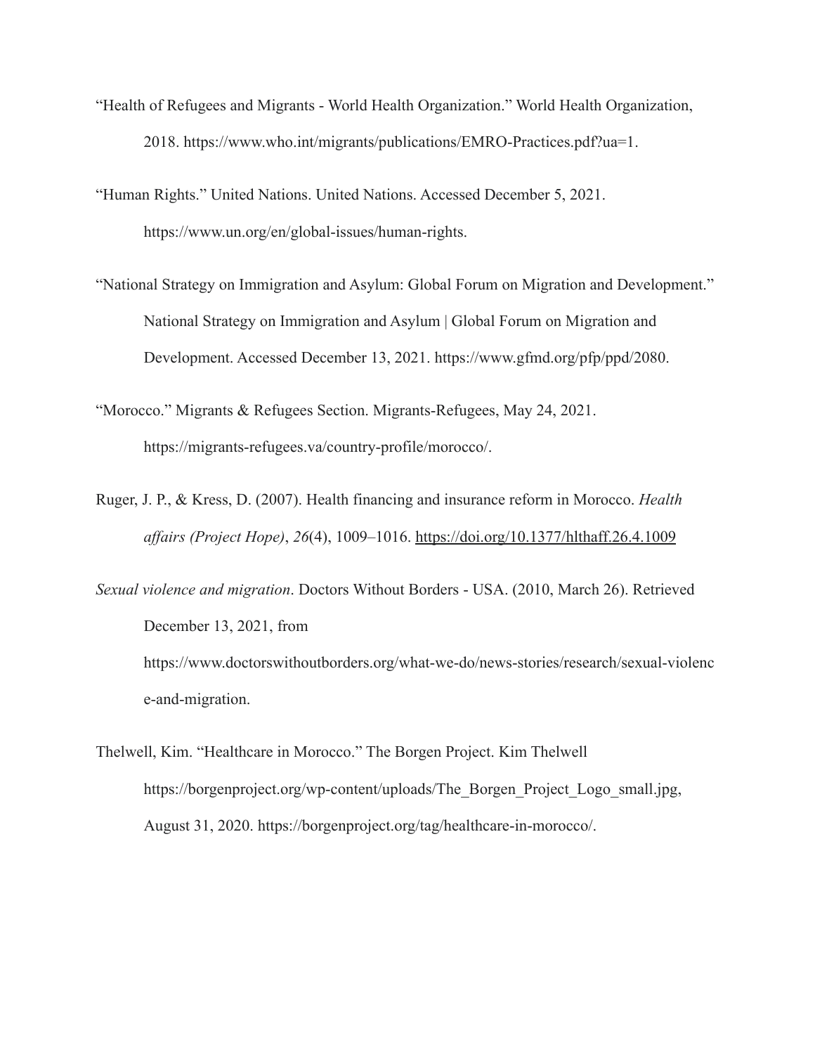"Health of Refugees and Migrants - World Health Organization." World Health Organization, 2018. https://www.who.int/migrants/publications/EMRO-Practices.pdf?ua=1.

"Human Rights." United Nations. United Nations. Accessed December 5, 2021. https://www.un.org/en/global-issues/human-rights.

"National Strategy on Immigration and Asylum: Global Forum on Migration and Development." National Strategy on Immigration and Asylum | Global Forum on Migration and Development. Accessed December 13, 2021. https://www.gfmd.org/pfp/ppd/2080.

"Morocco." Migrants & Refugees Section. Migrants-Refugees, May 24, 2021. https://migrants-refugees.va/country-profile/morocco/.

Ruger, J. P., & Kress, D. (2007). Health financing and insurance reform in Morocco. *Health affairs (Project Hope)*, *26*(4), 1009–1016. https://doi.org/10.1377/hlthaff.26.4.1009

*Sexual violence and migration*. Doctors Without Borders - USA. (2010, March 26). Retrieved December 13, 2021, from https://www.doctorswithoutborders.org/what-we-do/news-stories/research/sexual-violence-and-migration.

Thelwell, Kim. "Healthcare in Morocco." The Borgen Project. Kim Thelwell https://borgenproject.org/wp-content/uploads/The_Borgen_Project_Logo_small.jpg, August 31, 2020. https://borgenproject.org/tag/healthcare-in-morocco/.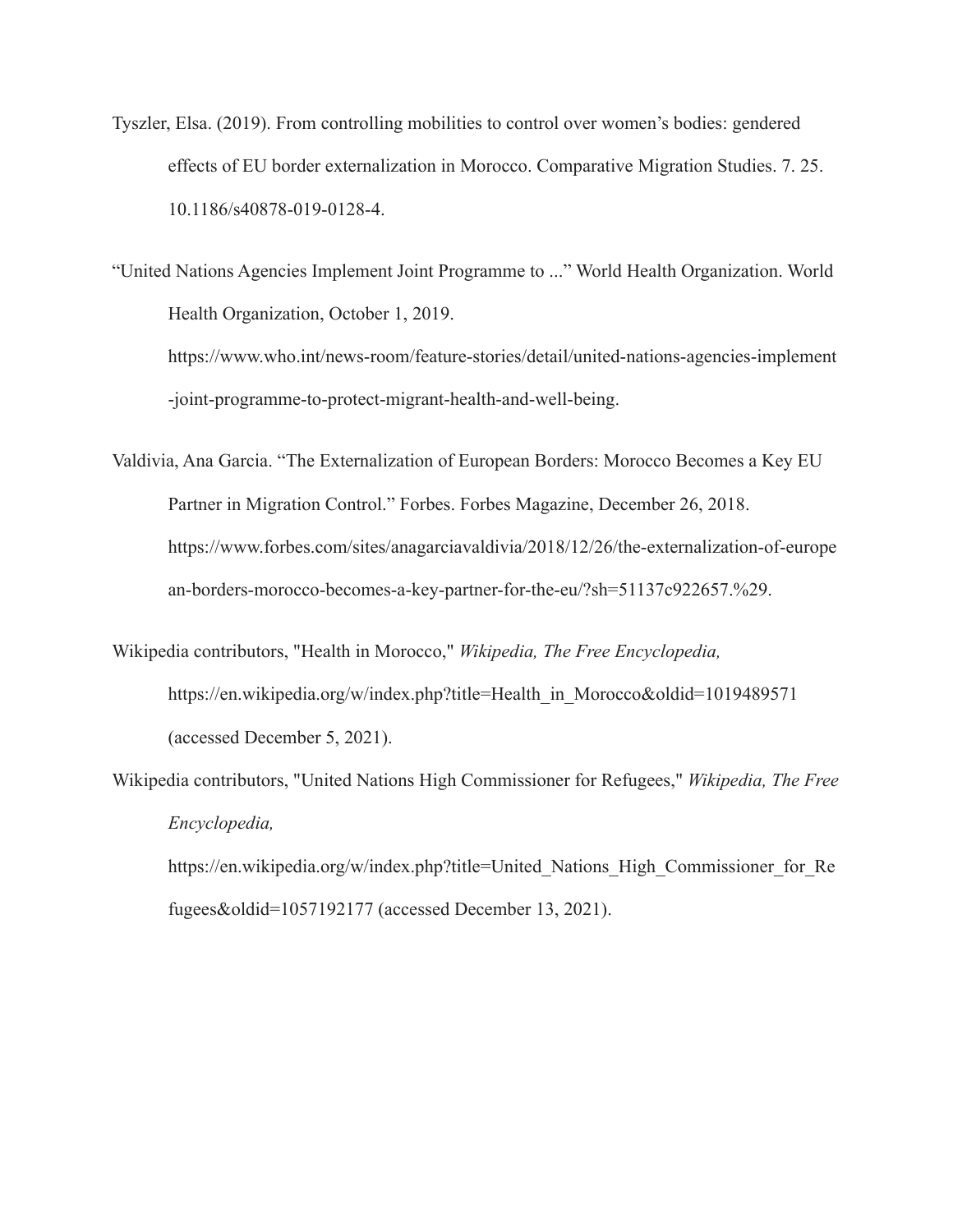Tyszler, Elsa. (2019). From controlling mobilities to control over women's bodies: gendered effects of EU border externalization in Morocco. Comparative Migration Studies. 7. 25. 10.1186/s40878-019-0128-4.

"United Nations Agencies Implement Joint Programme to ..." World Health Organization. World Health Organization, October 1, 2019. https://www.who.int/news-room/feature-stories/detail/united-nations-agencies-implement-joint-programme-to-protect-migrant-health-and-well-being.

Valdivia, Ana Garcia. "The Externalization of European Borders: Morocco Becomes a Key EU Partner in Migration Control." Forbes. Forbes Magazine, December 26, 2018. https://www.forbes.com/sites/anagarciavaldivia/2018/12/26/the-externalization-of-european-borders-morocco-becomes-a-key-partner-for-the-eu/?sh=51137c922657.%29.

Wikipedia contributors, "Health in Morocco," *Wikipedia, The Free Encyclopedia,* https://en.wikipedia.org/w/index.php?title=Health_in_Morocco&oldid=1019489571 (accessed December 5, 2021).

Wikipedia contributors, "United Nations High Commissioner for Refugees," *Wikipedia, The Free Encyclopedia,* https://en.wikipedia.org/w/index.php?title=United_Nations_High_Commissioner_for_Refugees&oldid=1057192177 (accessed December 13, 2021).